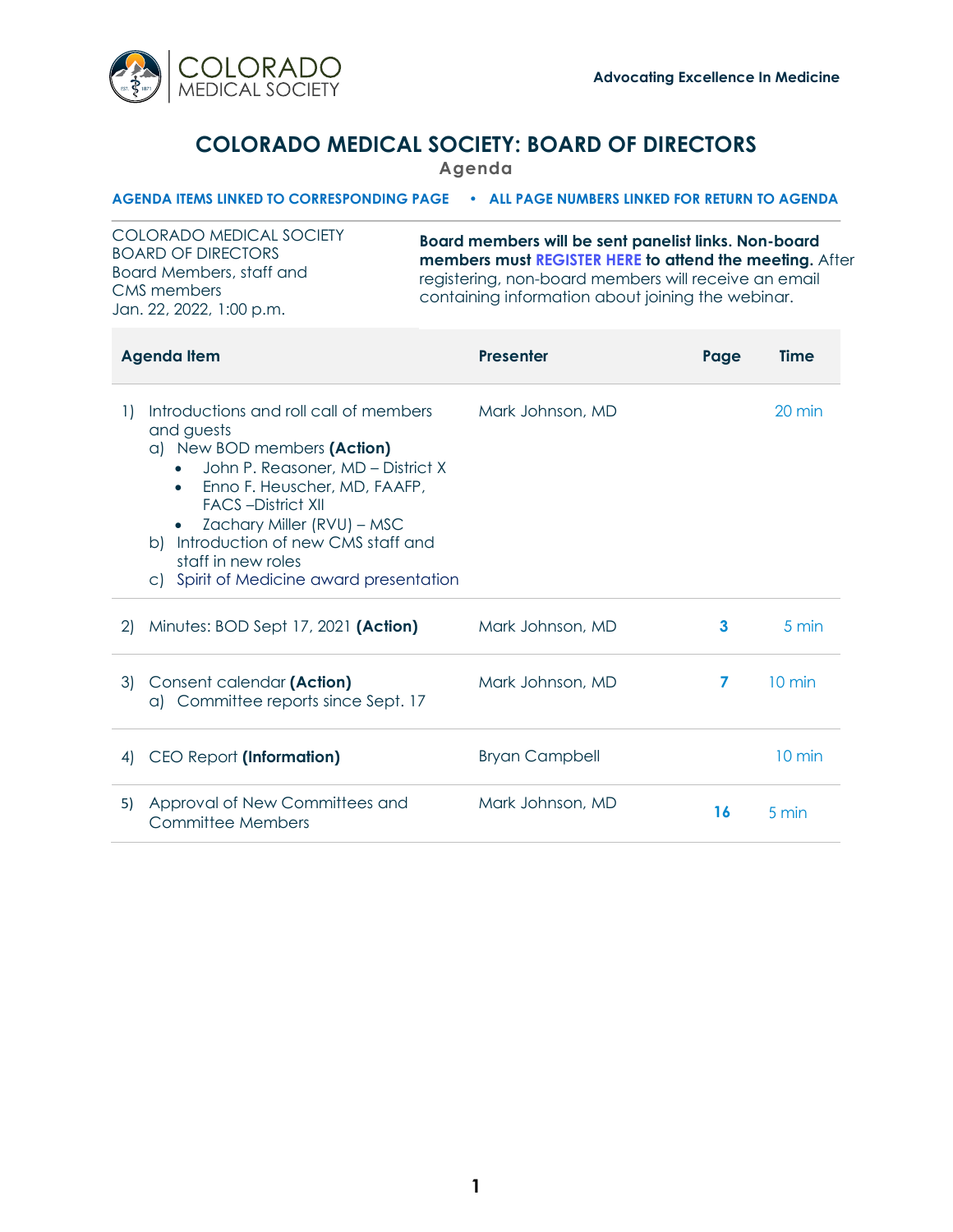COLORADO
MEDICAL SOCIETY

**Advocating Excellence In Medicine**

# COLORADO MEDICAL SOCIETY: BOARD OF DIRECTORS

## Agenda

**AGENDA ITEMS LINKED TO CORRESPONDING PAGE • ALL PAGE NUMBERS LINKED FOR RETURN TO AGENDA**

COLORADO MEDICAL SOCIETY
BOARD OF DIRECTORS
Board Members, staff and CMS members
Jan. 22, 2022, 1:00 p.m.

**Board members will be sent panelist links. Non-board members must REGISTER HERE to attend the meeting.** After registering, non-board members will receive an email containing information about joining the webinar.

| Agenda Item | Presenter | Page | Time |
|---|---|---|---|
| 1) Introductions and roll call of members and guests<br>a) New BOD members **(Action)**<br>• John P. Reasoner, MD – District X<br>• Enno F. Heuscher, MD, FAAFP, FACS –District XII<br>• Zachary Miller (RVU) – MSC<br>b) Introduction of new CMS staff and staff in new roles<br>c) Spirit of Medicine award presentation | Mark Johnson, MD | | 20 min |
| 2) Minutes: BOD Sept 17, 2021 **(Action)** | Mark Johnson, MD | 3 | 5 min |
| 3) Consent calendar **(Action)**<br>a) Committee reports since Sept. 17 | Mark Johnson, MD | 7 | 10 min |
| 4) CEO Report **(Information)** | Bryan Campbell | | 10 min |
| 5) Approval of New Committees and Committee Members | Mark Johnson, MD | 16 | 5 min |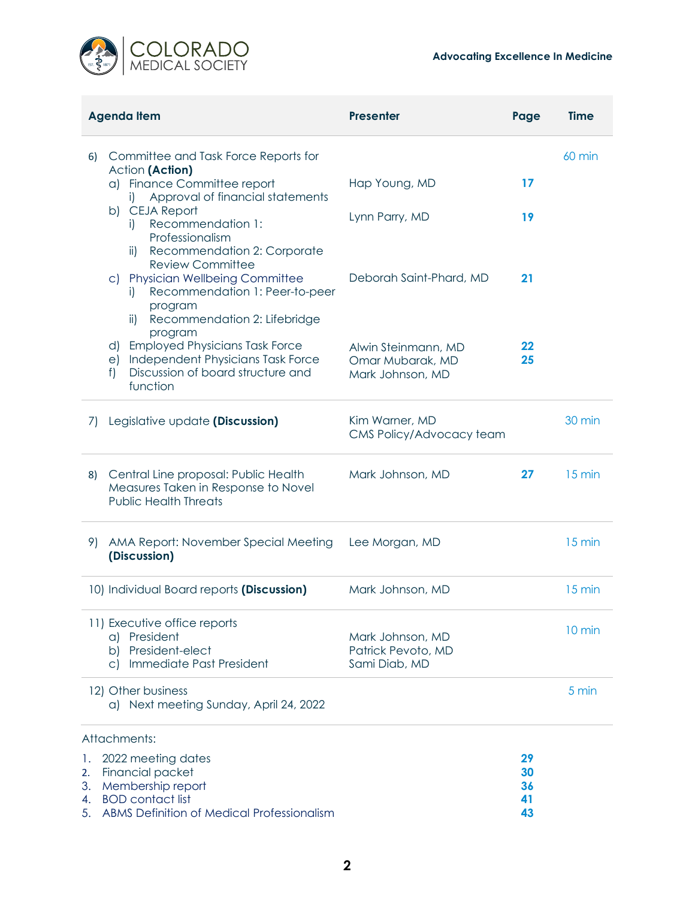| Agenda Item | Presenter | Page | Time |
| --- | --- | --- | --- |
| 6) Committee and Task Force Reports for Action **(Action)** | | | 60 min |
| a) Finance Committee report | Hap Young, MD | 17 | |
| i) Approval of financial statements | | | |
| b) CEJA Report | Lynn Parry, MD | 19 | |
| i) Recommendation 1: Professionalism | | | |
| ii) Recommendation 2: Corporate Review Committee | | | |
| c) Physician Wellbeing Committee | Deborah Saint-Phard, MD | 21 | |
| i) Recommendation 1: Peer-to-peer program | | | |
| ii) Recommendation 2: Lifebridge program | | | |
| d) Employed Physicians Task Force | Alwin Steinmann, MD | 22 | |
| e) Independent Physicians Task Force | Omar Mubarak, MD | 25 | |
| f) Discussion of board structure and function | Mark Johnson, MD | | |
| 7) Legislative update **(Discussion)** | Kim Warner, MD<br>CMS Policy/Advocacy team | | 30 min |
| 8) Central Line proposal: Public Health Measures Taken in Response to Novel Public Health Threats | Mark Johnson, MD | 27 | 15 min |
| 9) AMA Report: November Special Meeting **(Discussion)** | Lee Morgan, MD | | 15 min |
| 10) Individual Board reports **(Discussion)** | Mark Johnson, MD | | 15 min |
| 11) Executive office reports | | | 10 min |
| a) President | Mark Johnson, MD | | |
| b) President-elect | Patrick Pevoto, MD | | |
| c) Immediate Past President | Sami Diab, MD | | |
| 12) Other business | | | 5 min |
| a) Next meeting Sunday, April 24, 2022 | | | |

Attachments:

| | | |
| --- | --- | --- |
| 1. | 2022 meeting dates | 29 |
| 2. | Financial packet | 30 |
| 3. | Membership report | 36 |
| 4. | BOD contact list | 41 |
| 5. | ABMS Definition of Medical Professionalism | 43 |